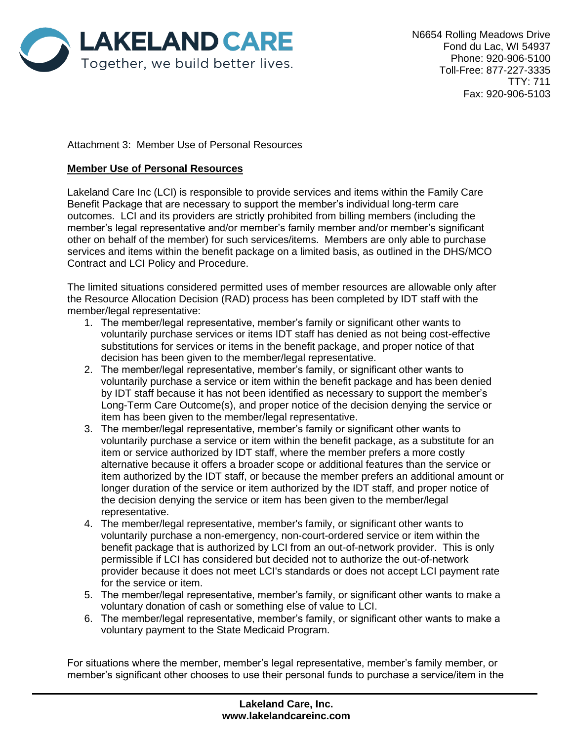LAKELAND CARE
Together, we build better lives.

N6654 Rolling Meadows Drive
Fond du Lac, WI 54937
Phone: 920-906-5100
Toll-Free: 877-227-3335
TTY: 711
Fax: 920-906-5103

Attachment 3: Member Use of Personal Resources

**Member Use of Personal Resources**

Lakeland Care Inc (LCI) is responsible to provide services and items within the Family Care Benefit Package that are necessary to support the member's individual long-term care outcomes. LCI and its providers are strictly prohibited from billing members (including the member's legal representative and/or member's family member and/or member's significant other on behalf of the member) for such services/items. Members are only able to purchase services and items within the benefit package on a limited basis, as outlined in the DHS/MCO Contract and LCI Policy and Procedure.

The limited situations considered permitted uses of member resources are allowable only after the Resource Allocation Decision (RAD) process has been completed by IDT staff with the member/legal representative:

1. The member/legal representative, member's family or significant other wants to voluntarily purchase services or items IDT staff has denied as not being cost-effective substitutions for services or items in the benefit package, and proper notice of that decision has been given to the member/legal representative.
2. The member/legal representative, member's family, or significant other wants to voluntarily purchase a service or item within the benefit package and has been denied by IDT staff because it has not been identified as necessary to support the member's Long-Term Care Outcome(s), and proper notice of the decision denying the service or item has been given to the member/legal representative.
3. The member/legal representative, member's family or significant other wants to voluntarily purchase a service or item within the benefit package, as a substitute for an item or service authorized by IDT staff, where the member prefers a more costly alternative because it offers a broader scope or additional features than the service or item authorized by the IDT staff, or because the member prefers an additional amount or longer duration of the service or item authorized by the IDT staff, and proper notice of the decision denying the service or item has been given to the member/legal representative.
4. The member/legal representative, member's family, or significant other wants to voluntarily purchase a non-emergency, non-court-ordered service or item within the benefit package that is authorized by LCI from an out-of-network provider. This is only permissible if LCI has considered but decided not to authorize the out-of-network provider because it does not meet LCI's standards or does not accept LCI payment rate for the service or item.
5. The member/legal representative, member's family, or significant other wants to make a voluntary donation of cash or something else of value to LCI.
6. The member/legal representative, member's family, or significant other wants to make a voluntary payment to the State Medicaid Program.

For situations where the member, member's legal representative, member's family member, or member's significant other chooses to use their personal funds to purchase a service/item in the

**Lakeland Care, Inc.**
**www.lakelandcareinc.com**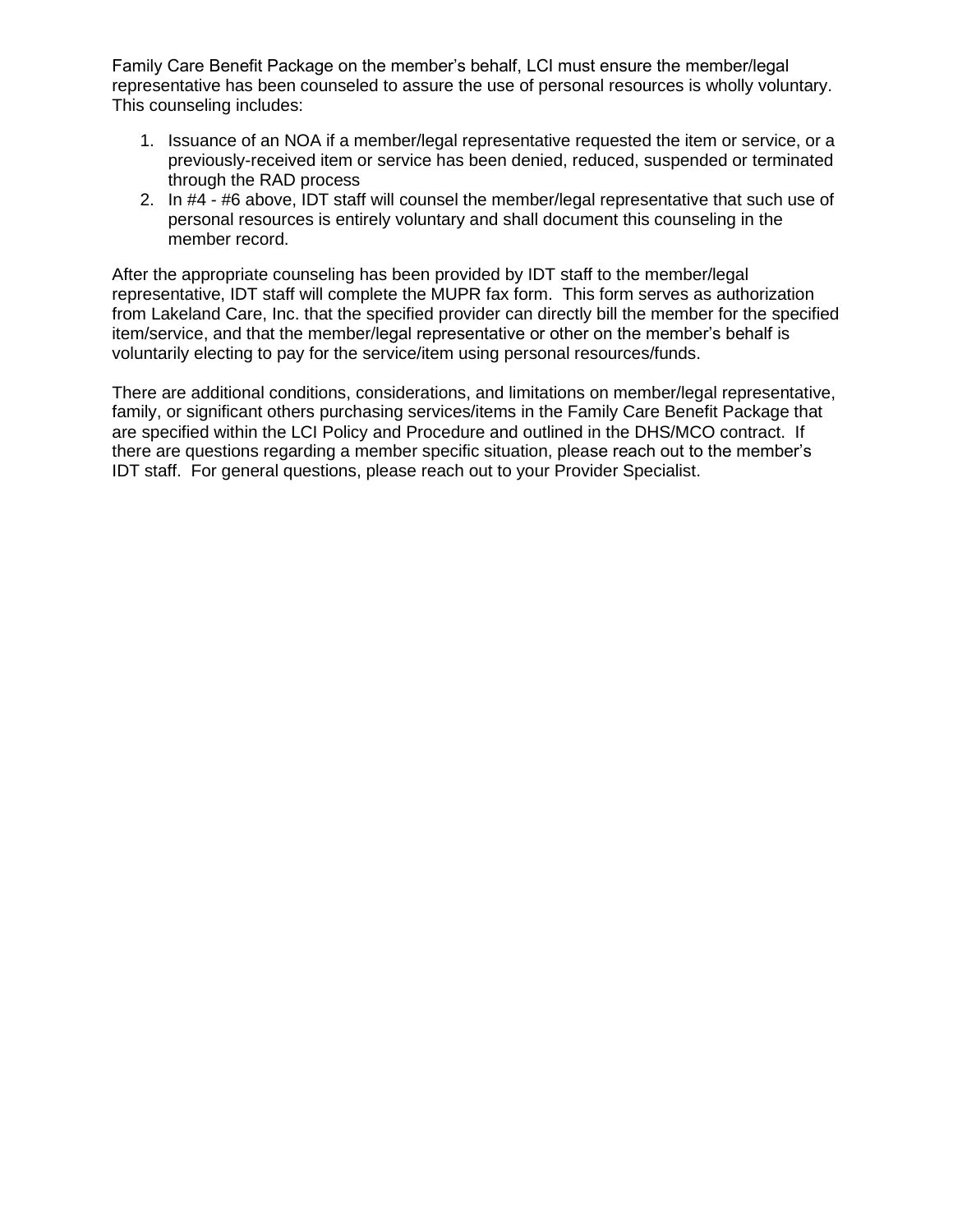Family Care Benefit Package on the member's behalf, LCI must ensure the member/legal representative has been counseled to assure the use of personal resources is wholly voluntary. This counseling includes:

1. Issuance of an NOA if a member/legal representative requested the item or service, or a previously-received item or service has been denied, reduced, suspended or terminated through the RAD process
2. In #4 - #6 above, IDT staff will counsel the member/legal representative that such use of personal resources is entirely voluntary and shall document this counseling in the member record.

After the appropriate counseling has been provided by IDT staff to the member/legal representative, IDT staff will complete the MUPR fax form. This form serves as authorization from Lakeland Care, Inc. that the specified provider can directly bill the member for the specified item/service, and that the member/legal representative or other on the member's behalf is voluntarily electing to pay for the service/item using personal resources/funds.

There are additional conditions, considerations, and limitations on member/legal representative, family, or significant others purchasing services/items in the Family Care Benefit Package that are specified within the LCI Policy and Procedure and outlined in the DHS/MCO contract. If there are questions regarding a member specific situation, please reach out to the member's IDT staff. For general questions, please reach out to your Provider Specialist.